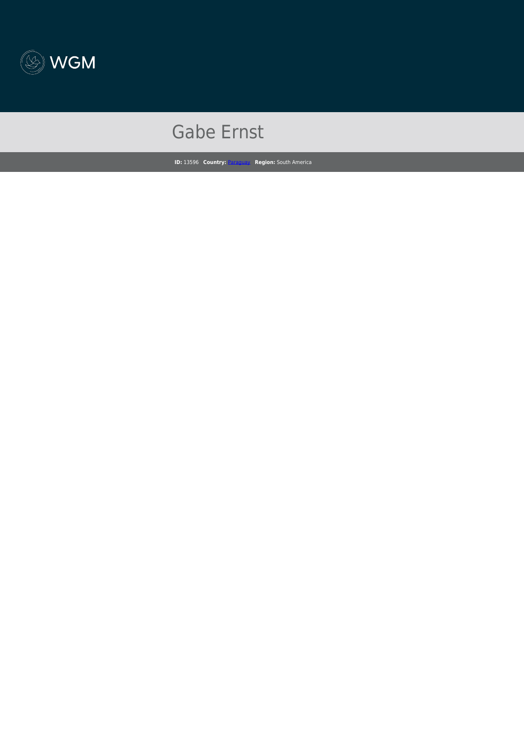WGM

# Gabe Ernst

**ID:** 13596 **Country:** Paraguay **Region:** South America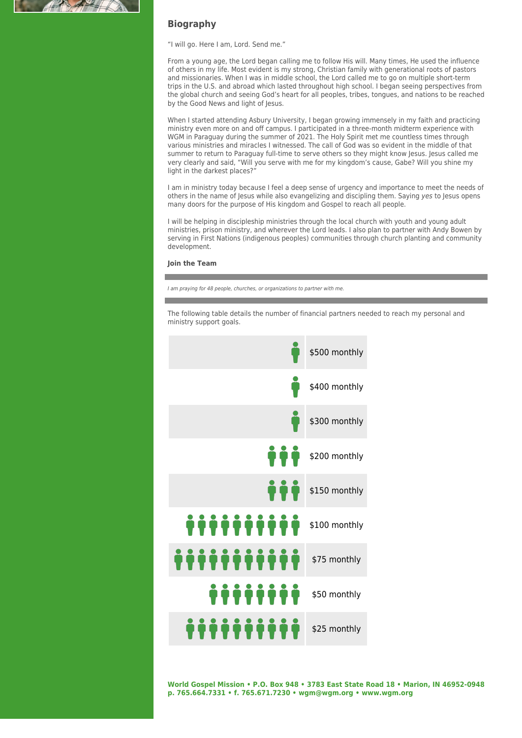## Biography

"I will go. Here I am, Lord. Send me."

From a young age, the Lord began calling me to follow His will. Many times, He used the influence of others in my life. Most evident is my strong, Christian family with generational roots of pastors and missionaries. When I was in middle school, the Lord called me to go on multiple short-term trips in the U.S. and abroad which lasted throughout high school. I began seeing perspectives from the global church and seeing God's heart for all peoples, tribes, tongues, and nations to be reached by the Good News and light of Jesus.

When I started attending Asbury University, I began growing immensely in my faith and practicing ministry even more on and off campus. I participated in a three-month midterm experience with WGM in Paraguay during the summer of 2021. The Holy Spirit met me countless times through various ministries and miracles I witnessed. The call of God was so evident in the middle of that summer to return to Paraguay full-time to serve others so they might know Jesus. Jesus called me very clearly and said, "Will you serve with me for my kingdom's cause, Gabe? Will you shine my light in the darkest places?"

I am in ministry today because I feel a deep sense of urgency and importance to meet the needs of others in the name of Jesus while also evangelizing and discipling them. Saying *yes* to Jesus opens many doors for the purpose of His kingdom and Gospel to reach all people.

I will be helping in discipleship ministries through the local church with youth and young adult ministries, prison ministry, and wherever the Lord leads. I also plan to partner with Andy Bowen by serving in First Nations (indigenous peoples) communities through church planting and community development.

**Join the Team**

*I am praying for 48 people, churches, or organizations to partner with me.*

The following table details the number of financial partners needed to reach my personal and ministry support goals.

$500 monthly

$400 monthly

$300 monthly

$200 monthly

$150 monthly

$100 monthly

$75 monthly

$50 monthly

$25 monthly

**World Gospel Mission • P.O. Box 948 • 3783 East State Road 18 • Marion, IN 46952-0948**
**p. 765.664.7331 • f. 765.671.7230 • wgm@wgm.org • www.wgm.org**